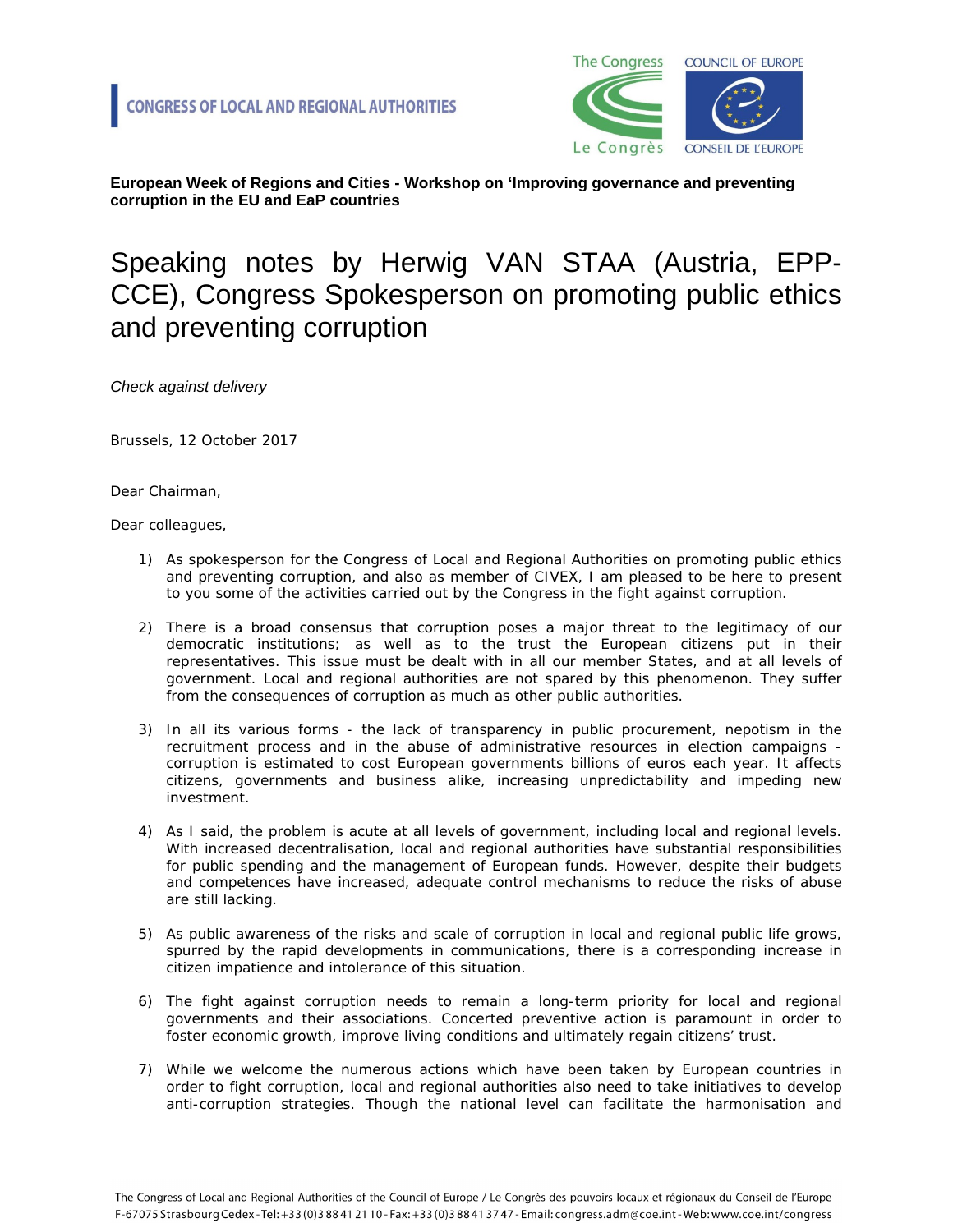CONGRESS OF LOCAL AND REGIONAL AUTHORITIES

**European Week of Regions and Cities - Workshop on 'Improving governance and preventing corruption in the EU and EaP countries**

# Speaking notes by Herwig VAN STAA (Austria, EPP-CCE), Congress Spokesperson on promoting public ethics and preventing corruption

*Check against delivery*

Brussels, 12 October 2017

Dear Chairman,

Dear colleagues,

1) As spokesperson for the Congress of Local and Regional Authorities on promoting public ethics and preventing corruption, and also as member of CIVEX, I am pleased to be here to present to you some of the activities carried out by the Congress in the fight against corruption.

2) There is a broad consensus that corruption poses a major threat to the legitimacy of our democratic institutions; as well as to the trust the European citizens put in their representatives. This issue must be dealt with in all our member States, and at all levels of government. Local and regional authorities are not spared by this phenomenon. They suffer from the consequences of corruption as much as other public authorities.

3) In all its various forms - the lack of transparency in public procurement, nepotism in the recruitment process and in the abuse of administrative resources in election campaigns - corruption is estimated to cost European governments billions of euros each year. It affects citizens, governments and business alike, increasing unpredictability and impeding new investment.

4) As I said, the problem is acute at all levels of government, including local and regional levels. With increased decentralisation, local and regional authorities have substantial responsibilities for public spending and the management of European funds. However, despite their budgets and competences have increased, adequate control mechanisms to reduce the risks of abuse are still lacking.

5) As public awareness of the risks and scale of corruption in local and regional public life grows, spurred by the rapid developments in communications, there is a corresponding increase in citizen impatience and intolerance of this situation.

6) The fight against corruption needs to remain a long-term priority for local and regional governments and their associations. Concerted preventive action is paramount in order to foster economic growth, improve living conditions and ultimately regain citizens' trust.

7) While we welcome the numerous actions which have been taken by European countries in order to fight corruption, local and regional authorities also need to take initiatives to develop anti-corruption strategies. Though the national level can facilitate the harmonisation and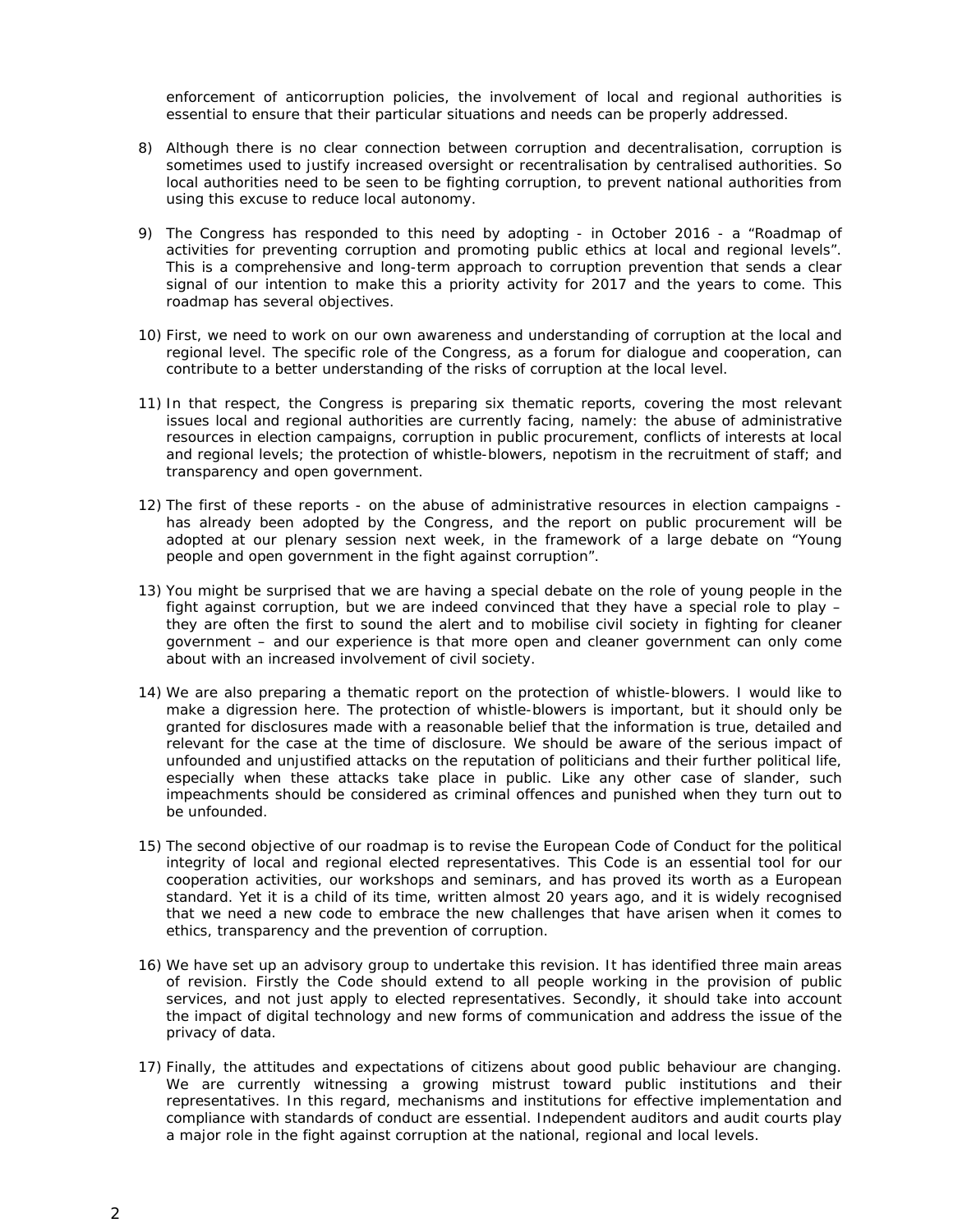enforcement of anticorruption policies, the involvement of local and regional authorities is essential to ensure that their particular situations and needs can be properly addressed.

8) Although there is no clear connection between corruption and decentralisation, corruption is sometimes used to justify increased oversight or recentralisation by centralised authorities. So local authorities need to be seen to be fighting corruption, to prevent national authorities from using this excuse to reduce local autonomy.

9) The Congress has responded to this need by adopting - in October 2016 - a "Roadmap of activities for preventing corruption and promoting public ethics at local and regional levels". This is a comprehensive and long-term approach to corruption prevention that sends a clear signal of our intention to make this a priority activity for 2017 and the years to come. This roadmap has several objectives.

10) First, we need to work on our own awareness and understanding of corruption at the local and regional level. The specific role of the Congress, as a forum for dialogue and cooperation, can contribute to a better understanding of the risks of corruption at the local level.

11) In that respect, the Congress is preparing six thematic reports, covering the most relevant issues local and regional authorities are currently facing, namely: the abuse of administrative resources in election campaigns, corruption in public procurement, conflicts of interests at local and regional levels; the protection of whistle-blowers, nepotism in the recruitment of staff; and transparency and open government.

12) The first of these reports - on the abuse of administrative resources in election campaigns - has already been adopted by the Congress, and the report on public procurement will be adopted at our plenary session next week, in the framework of a large debate on "Young people and open government in the fight against corruption".

13) You might be surprised that we are having a special debate on the role of young people in the fight against corruption, but we are indeed convinced that they have a special role to play – they are often the first to sound the alert and to mobilise civil society in fighting for cleaner government – and our experience is that more open and cleaner government can only come about with an increased involvement of civil society.

14) We are also preparing a thematic report on the protection of whistle-blowers. I would like to make a digression here. The protection of whistle-blowers is important, but it should only be granted for disclosures made with a reasonable belief that the information is true, detailed and relevant for the case at the time of disclosure. We should be aware of the serious impact of unfounded and unjustified attacks on the reputation of politicians and their further political life, especially when these attacks take place in public. Like any other case of slander, such impeachments should be considered as criminal offences and punished when they turn out to be unfounded.

15) The second objective of our roadmap is to revise the European Code of Conduct for the political integrity of local and regional elected representatives. This Code is an essential tool for our cooperation activities, our workshops and seminars, and has proved its worth as a European standard. Yet it is a child of its time, written almost 20 years ago, and it is widely recognised that we need a new code to embrace the new challenges that have arisen when it comes to ethics, transparency and the prevention of corruption.

16) We have set up an advisory group to undertake this revision. It has identified three main areas of revision. Firstly the Code should extend to all people working in the provision of public services, and not just apply to elected representatives. Secondly, it should take into account the impact of digital technology and new forms of communication and address the issue of the privacy of data.

17) Finally, the attitudes and expectations of citizens about good public behaviour are changing. We are currently witnessing a growing mistrust toward public institutions and their representatives. In this regard, mechanisms and institutions for effective implementation and compliance with standards of conduct are essential. Independent auditors and audit courts play a major role in the fight against corruption at the national, regional and local levels.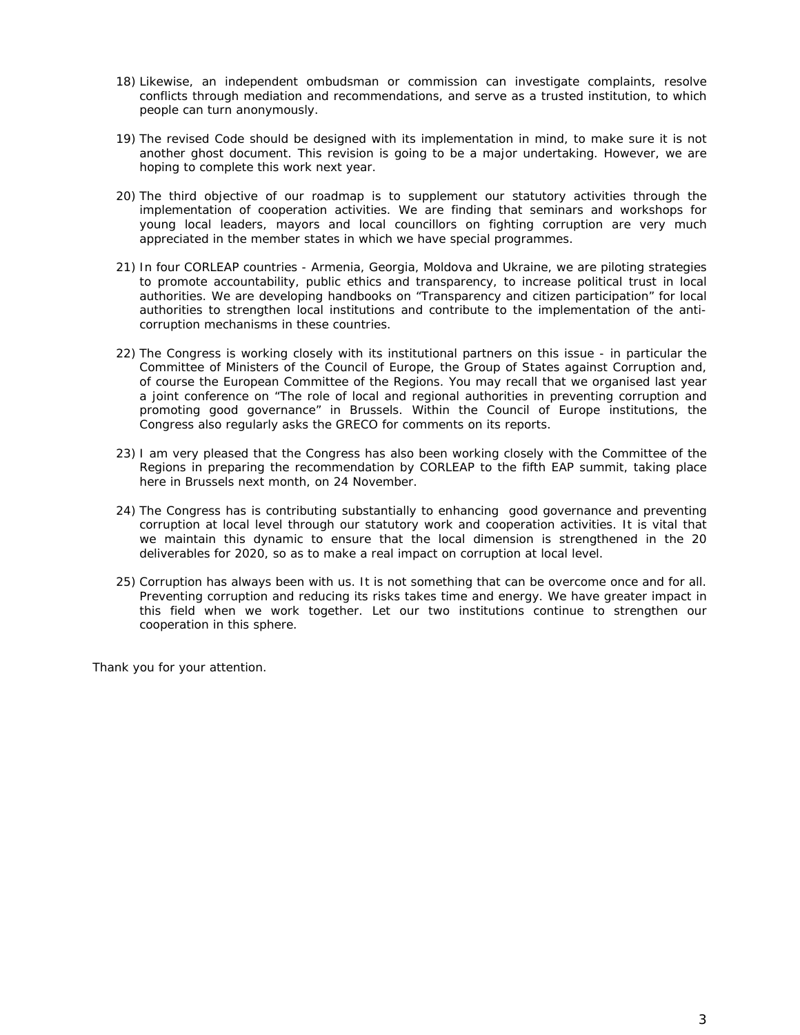18) Likewise, an independent ombudsman or commission can investigate complaints, resolve conflicts through mediation and recommendations, and serve as a trusted institution, to which people can turn anonymously.

19) The revised Code should be designed with its implementation in mind, to make sure it is not another ghost document. This revision is going to be a major undertaking. However, we are hoping to complete this work next year.

20) The third objective of our roadmap is to supplement our statutory activities through the implementation of cooperation activities. We are finding that seminars and workshops for young local leaders, mayors and local councillors on fighting corruption are very much appreciated in the member states in which we have special programmes.

21) In four CORLEAP countries - Armenia, Georgia, Moldova and Ukraine, we are piloting strategies to promote accountability, public ethics and transparency, to increase political trust in local authorities. We are developing handbooks on "Transparency and citizen participation" for local authorities to strengthen local institutions and contribute to the implementation of the anti-corruption mechanisms in these countries.

22) The Congress is working closely with its institutional partners on this issue - in particular the Committee of Ministers of the Council of Europe, the Group of States against Corruption and, of course the European Committee of the Regions. You may recall that we organised last year a joint conference on "The role of local and regional authorities in preventing corruption and promoting good governance" in Brussels. Within the Council of Europe institutions, the Congress also regularly asks the GRECO for comments on its reports.

23) I am very pleased that the Congress has also been working closely with the Committee of the Regions in preparing the recommendation by CORLEAP to the fifth EAP summit, taking place here in Brussels next month, on 24 November.

24) The Congress has is contributing substantially to enhancing good governance and preventing corruption at local level through our statutory work and cooperation activities. It is vital that we maintain this dynamic to ensure that the local dimension is strengthened in the 20 deliverables for 2020, so as to make a real impact on corruption at local level.

25) Corruption has always been with us. It is not something that can be overcome once and for all. Preventing corruption and reducing its risks takes time and energy. We have greater impact in this field when we work together. Let our two institutions continue to strengthen our cooperation in this sphere.

Thank you for your attention.